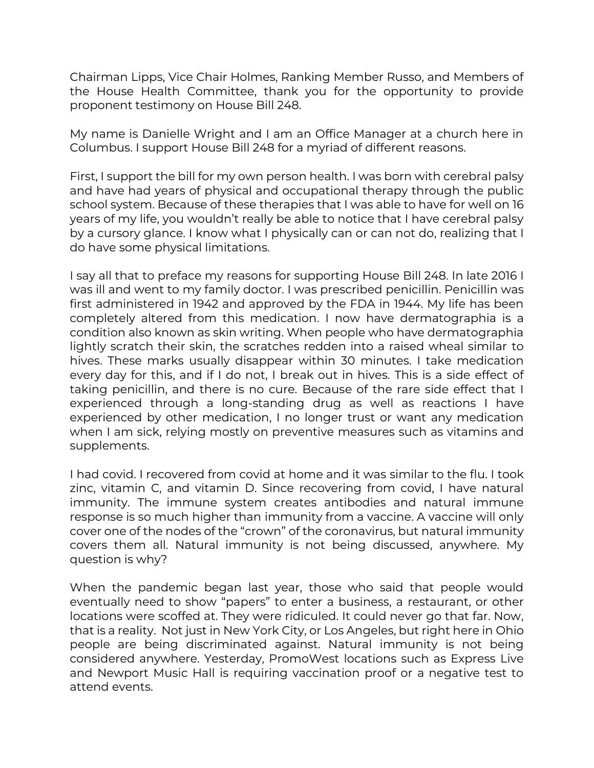Chairman Lipps, Vice Chair Holmes, Ranking Member Russo, and Members of the House Health Committee, thank you for the opportunity to provide proponent testimony on House Bill 248.

My name is Danielle Wright and I am an Office Manager at a church here in Columbus. I support House Bill 248 for a myriad of different reasons.

First, I support the bill for my own person health. I was born with cerebral palsy and have had years of physical and occupational therapy through the public school system. Because of these therapies that I was able to have for well on 16 years of my life, you wouldn't really be able to notice that I have cerebral palsy by a cursory glance. I know what I physically can or can not do, realizing that I do have some physical limitations.

I say all that to preface my reasons for supporting House Bill 248. In late 2016 I was ill and went to my family doctor. I was prescribed penicillin. Penicillin was first administered in 1942 and approved by the FDA in 1944. My life has been completely altered from this medication. I now have dermatographia is a condition also known as skin writing. When people who have dermatographia lightly scratch their skin, the scratches redden into a raised wheal similar to hives. These marks usually disappear within 30 minutes. I take medication every day for this, and if I do not, I break out in hives. This is a side effect of taking penicillin, and there is no cure. Because of the rare side effect that I experienced through a long-standing drug as well as reactions I have experienced by other medication, I no longer trust or want any medication when I am sick, relying mostly on preventive measures such as vitamins and supplements.

I had covid. I recovered from covid at home and it was similar to the flu. I took zinc, vitamin C, and vitamin D. Since recovering from covid, I have natural immunity. The immune system creates antibodies and natural immune response is so much higher than immunity from a vaccine. A vaccine will only cover one of the nodes of the "crown" of the coronavirus, but natural immunity covers them all. Natural immunity is not being discussed, anywhere. My question is why?

When the pandemic began last year, those who said that people would eventually need to show "papers" to enter a business, a restaurant, or other locations were scoffed at. They were ridiculed. It could never go that far. Now, that is a reality. Not just in New York City, or Los Angeles, but right here in Ohio people are being discriminated against. Natural immunity is not being considered anywhere. Yesterday, PromoWest locations such as Express Live and Newport Music Hall is requiring vaccination proof or a negative test to attend events.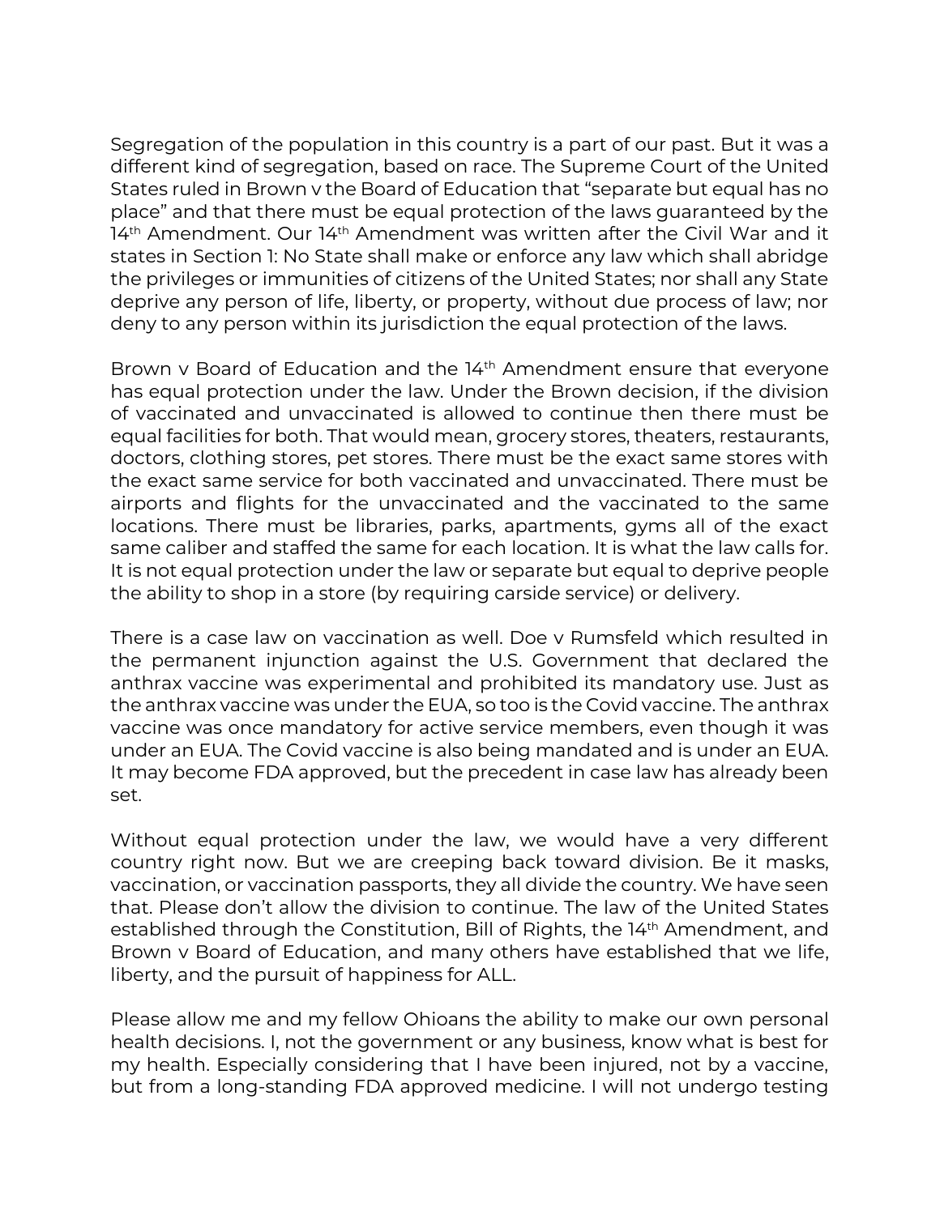Segregation of the population in this country is a part of our past. But it was a different kind of segregation, based on race. The Supreme Court of the United States ruled in Brown v the Board of Education that "separate but equal has no place" and that there must be equal protection of the laws guaranteed by the 14th Amendment. Our 14th Amendment was written after the Civil War and it states in Section 1: No State shall make or enforce any law which shall abridge the privileges or immunities of citizens of the United States; nor shall any State deprive any person of life, liberty, or property, without due process of law; nor deny to any person within its jurisdiction the equal protection of the laws.

Brown v Board of Education and the 14th Amendment ensure that everyone has equal protection under the law. Under the Brown decision, if the division of vaccinated and unvaccinated is allowed to continue then there must be equal facilities for both. That would mean, grocery stores, theaters, restaurants, doctors, clothing stores, pet stores. There must be the exact same stores with the exact same service for both vaccinated and unvaccinated. There must be airports and flights for the unvaccinated and the vaccinated to the same locations. There must be libraries, parks, apartments, gyms all of the exact same caliber and staffed the same for each location. It is what the law calls for. It is not equal protection under the law or separate but equal to deprive people the ability to shop in a store (by requiring carside service) or delivery.

There is a case law on vaccination as well. Doe v Rumsfeld which resulted in the permanent injunction against the U.S. Government that declared the anthrax vaccine was experimental and prohibited its mandatory use. Just as the anthrax vaccine was under the EUA, so too is the Covid vaccine. The anthrax vaccine was once mandatory for active service members, even though it was under an EUA. The Covid vaccine is also being mandated and is under an EUA. It may become FDA approved, but the precedent in case law has already been set.

Without equal protection under the law, we would have a very different country right now. But we are creeping back toward division. Be it masks, vaccination, or vaccination passports, they all divide the country. We have seen that. Please don't allow the division to continue. The law of the United States established through the Constitution, Bill of Rights, the 14th Amendment, and Brown v Board of Education, and many others have established that we life, liberty, and the pursuit of happiness for ALL.

Please allow me and my fellow Ohioans the ability to make our own personal health decisions. I, not the government or any business, know what is best for my health. Especially considering that I have been injured, not by a vaccine, but from a long-standing FDA approved medicine. I will not undergo testing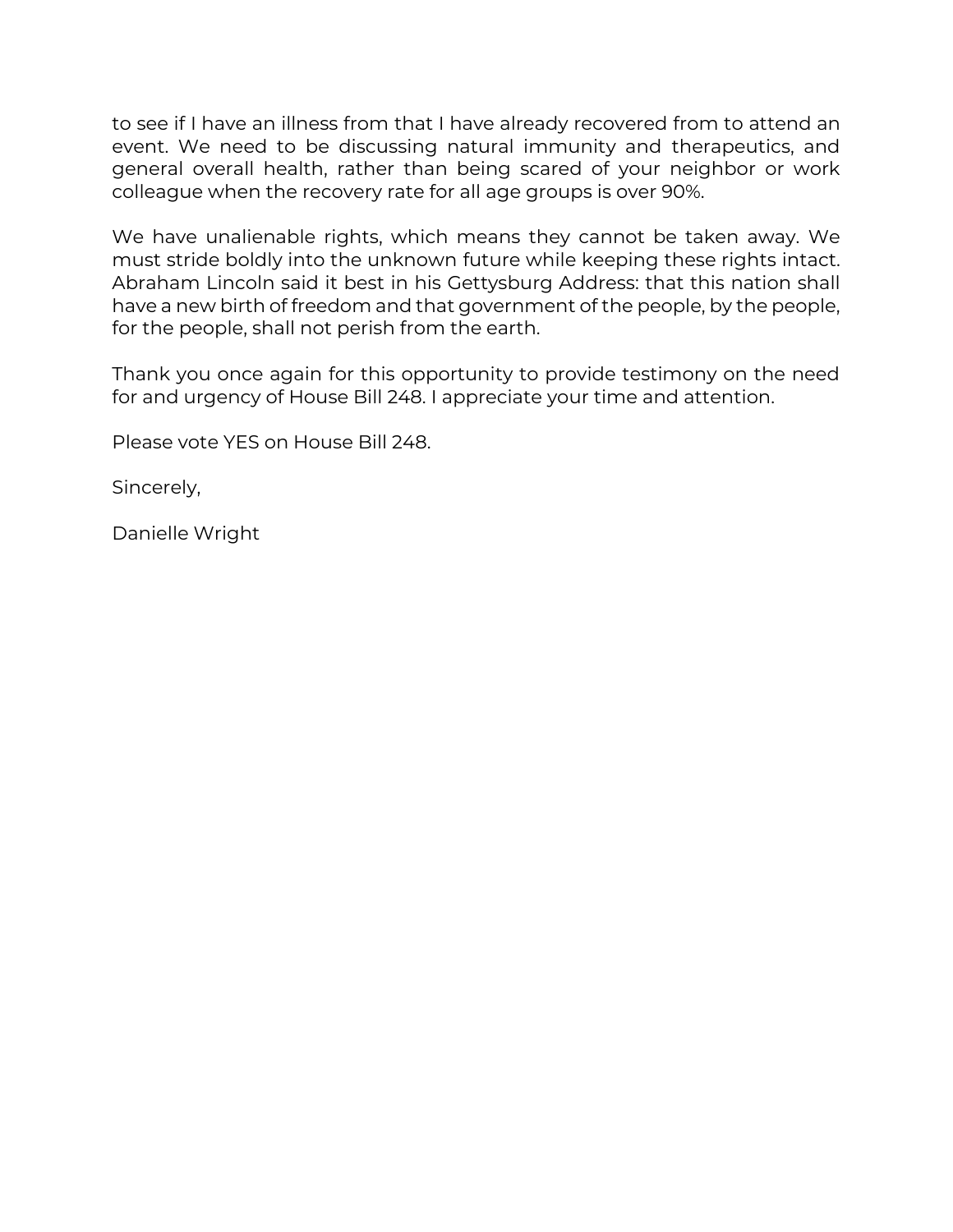to see if I have an illness from that I have already recovered from to attend an event. We need to be discussing natural immunity and therapeutics, and general overall health, rather than being scared of your neighbor or work colleague when the recovery rate for all age groups is over 90%.

We have unalienable rights, which means they cannot be taken away. We must stride boldly into the unknown future while keeping these rights intact. Abraham Lincoln said it best in his Gettysburg Address: that this nation shall have a new birth of freedom and that government of the people, by the people, for the people, shall not perish from the earth.

Thank you once again for this opportunity to provide testimony on the need for and urgency of House Bill 248. I appreciate your time and attention.

Please vote YES on House Bill 248.

Sincerely,

Danielle Wright